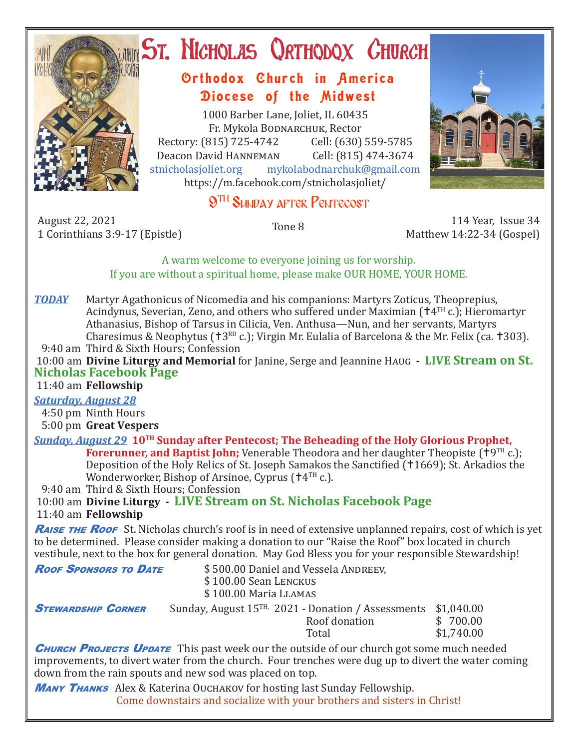# St. Nicholas Orthodox Church

## Orthodox Church in America
## Diocese of the Midwest

1000 Barber Lane, Joliet, IL 60435
Fr. Mykola Bodnarchuk, Rector
Rectory: (815) 725-4742 Cell: (630) 559-5785
Deacon David Hanneman Cell: (815) 474-3674
stnicholasjoliet.org mykolabodnarchuk@gmail.com
https://m.facebook.com/stnicholasjoliet/

## 9TH Sunday after Pentecost

August 22, 2021
1 Corinthians 3:9-17 (Epistle)

Tone 8

114 Year, Issue 34
Matthew 14:22-34 (Gospel)

A warm welcome to everyone joining us for worship.
If you are without a spiritual home, please make OUR HOME, YOUR HOME.

***TODAY*** Martyr Agathonicus of Nicomedia and his companions: Martyrs Zoticus, Theoprepius, Acindynus, Severian, Zeno, and others who suffered under Maximian (✝4TH c.); Hieromartyr Athanasius, Bishop of Tarsus in Cilicia, Ven. Anthusa—Nun, and her servants, Martyrs Charesimus & Neophytus (✝3RD c.); Virgin Mr. Eulalia of Barcelona & the Mr. Felix (ca. ✝303).

9:40 am Third & Sixth Hours; Confession
10:00 am **Divine Liturgy and Memorial** for Janine, Serge and Jeannine Haug - **LIVE Stream on St. Nicholas Facebook Page**
11:40 am **Fellowship**

***Saturday, August 28***
4:50 pm Ninth Hours
5:00 pm **Great Vespers**

***Sunday, August 29*** **10TH Sunday after Pentecost; The Beheading of the Holy Glorious Prophet, Forerunner, and Baptist John;** Venerable Theodora and her daughter Theopiste (✝9TH c.); Deposition of the Holy Relics of St. Joseph Samakos the Sanctified (✝1669); St. Arkadios the Wonderworker, Bishop of Arsinoe, Cyprus (✝4TH c.).

9:40 am Third & Sixth Hours; Confession
10:00 am **Divine Liturgy** - **LIVE Stream on St. Nicholas Facebook Page**
11:40 am **Fellowship**

***Raise the Roof*** St. Nicholas church's roof is in need of extensive unplanned repairs, cost of which is yet to be determined. Please consider making a donation to our "Raise the Roof" box located in church vestibule, next to the box for general donation. May God Bless you for your responsible Stewardship!

***Roof Sponsors to Date***
$ 500.00 Daniel and Vessela Andreev,
$ 100.00 Sean Lenckus
$ 100.00 Maria Llamas

***Stewardship Corner***

| Sunday, August 15TH, 2021 - Donation / Assessments | $1,040.00 |
|---|---|
| Roof donation | $ 700.00 |
| Total | $1,740.00 |

***Church Projects Update*** This past week our the outside of our church got some much needed improvements, to divert water from the church. Four trenches were dug up to divert the water coming down from the rain spouts and new sod was placed on top.

***Many Thanks*** Alex & Katerina Ouchakov for hosting last Sunday Fellowship.
Come downstairs and socialize with your brothers and sisters in Christ!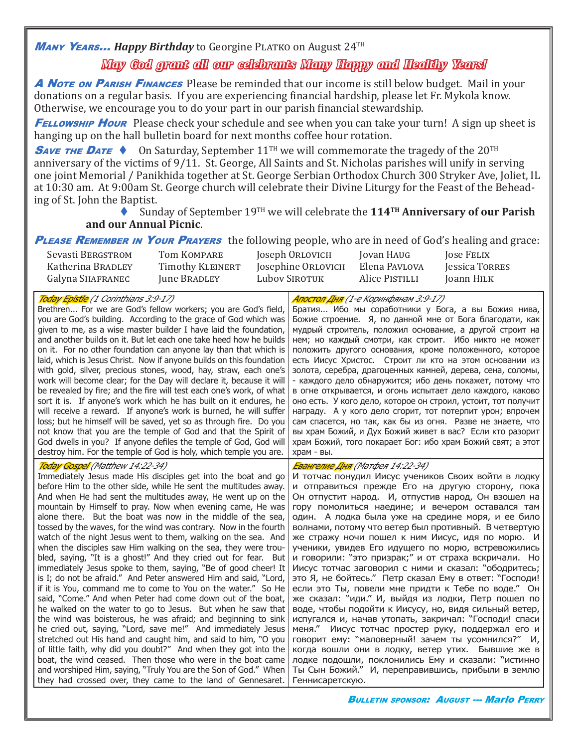***Many Years...*** ***Happy Birthday*** to Georgine Platko on August 24TH

***May God grant all our celebrants Many Happy and Healthy Years!***

***A Note on Parish Finances*** Please be reminded that our income is still below budget. Mail in your donations on a regular basis. If you are experiencing financial hardship, please let Fr. Mykola know. Otherwise, we encourage you to do your part in our parish financial stewardship.

***Fellowship Hour*** Please check your schedule and see when you can take your turn! A sign up sheet is hanging up on the hall bulletin board for next months coffee hour rotation.

***Save the Date*** ♦ On Saturday, September 11TH we will commemorate the tragedy of the 20TH anniversary of the victims of 9/11. St. George, All Saints and St. Nicholas parishes will unify in serving one joint Memorial / Panikhida together at St. George Serbian Orthodox Church 300 Stryker Ave, Joliet, IL at 10:30 am. At 9:00am St. George church will celebrate their Divine Liturgy for the Feast of the Beheading of St. John the Baptist.

♦ Sunday of September 19TH we will celebrate the **114TH Anniversary of our Parish and our Annual Picnic**.

***Please Remember in Your Prayers*** the following people, who are in need of God's healing and grace:

| | | | | |
|---|---|---|---|---|
| Sevasti Bergstrom | Tom Kompare | Joseph Orlovich | Jovan Haug | Jose Felix |
| Katherina Bradley | Timothy Kleinert | Josephine Orlovich | Elena Pavlova | Jessica Torres |
| Galyna Shafranec | June Bradley | Lubov Sirotuk | Alice Pistilli | Joann Hilk |

*Today Epistle* (1 Corinthians 3:9-17)

Brethren... For we are God's fellow workers; you are God's field, you are God's building. According to the grace of God which was given to me, as a wise master builder I have laid the foundation, and another builds on it. But let each one take heed how he builds on it. For no other foundation can anyone lay than that which is laid, which is Jesus Christ. Now if anyone builds on this foundation with gold, silver, precious stones, wood, hay, straw, each one's work will become clear; for the Day will declare it, because it will be revealed by fire; and the fire will test each one's work, of what sort it is. If anyone's work which he has built on it endures, he will receive a reward. If anyone's work is burned, he will suffer loss; but he himself will be saved, yet so as through fire. Do you not know that you are the temple of God and that the Spirit of God dwells in you? If anyone defiles the temple of God, God will destroy him. For the temple of God is holy, which temple you are.

*Апостол Дня* (1-е Коринфянам 3:9-17)

Братия... Ибо мы соработники у Бога, а вы Божия нива, Божие строение. Я, по данной мне от Бога благодати, как мудрый строитель, положил основание, а другой строит на нем; но каждый смотри, как строит. Ибо никто не может положить другого основания, кроме положенного, которое есть Иисус Христос. Строит ли кто на этом основании из золота, серебра, драгоценных камней, дерева, сена, соломы, - каждого дело обнаружится; ибо день покажет, потому что в огне открывается, и огонь испытает дело каждого, каково оно есть. У кого дело, которое он строил, устоит, тот получит награду. А у кого дело сгорит, тот потерпит урон; впрочем сам спасется, но так, как бы из огня. Разве не знаете, что вы храм Божий, и Дух Божий живет в вас? Если кто разорит храм Божий, того покарает Бог: ибо храм Божий свят; а этот храм - вы.

*Today Gospel* (Matthew 14:22-34)

Immediately Jesus made His disciples get into the boat and go before Him to the other side, while He sent the multitudes away. And when He had sent the multitudes away, He went up on the mountain by Himself to pray. Now when evening came, He was alone there. But the boat was now in the middle of the sea, tossed by the waves, for the wind was contrary. Now in the fourth watch of the night Jesus went to them, walking on the sea. And when the disciples saw Him walking on the sea, they were troubled, saying, "It is a ghost!" And they cried out for fear. But immediately Jesus spoke to them, saying, "Be of good cheer! It is I; do not be afraid." And Peter answered Him and said, "Lord, if it is You, command me to come to You on the water." So He said, "Come." And when Peter had come down out of the boat, he walked on the water to go to Jesus. But when he saw that the wind was boisterous, he was afraid; and beginning to sink he cried out, saying, "Lord, save me!" And immediately Jesus stretched out His hand and caught him, and said to him, "O you of little faith, why did you doubt?" And when they got into the boat, the wind ceased. Then those who were in the boat came and worshiped Him, saying, "Truly You are the Son of God." When they had crossed over, they came to the land of Gennesaret.

*Евангелие Дня* (Матфея 14:22-34)

И тотчас понудил Иисус учеников Своих войти в лодку и отправиться прежде Его на другую сторону, пока Он отпустит народ. И, отпустив народ, Он взошел на гору помолиться наедине; и вечером оставался там один. А лодка была уже на средине моря, и ее било волнами, потому что ветер был противный. В четвертую же стражу ночи пошел к ним Иисус, идя по морю. И ученики, увидев Его идущего по морю, встревожились и говорили: "это призрак;" и от страха вскричали. Но Иисус тотчас заговорил с ними и сказал: "ободритесь; это Я, не бойтесь." Петр сказал Ему в ответ: "Господи! если это Ты, повели мне придти к Тебе по воде." Он же сказал: "иди." И, выйдя из лодки, Петр пошел по воде, чтобы подойти к Иисусу, но, видя сильный ветер, испугался и, начав утопать, закричал: "Господи! спаси меня." Иисус тотчас простер руку, поддержал его и говорит ему: "маловерный! зачем ты усомнился?" И, когда вошли они в лодку, ветер утих. Бывшие же в лодке подошли, поклонились Ему и сказали: "истинно Ты Сын Божий." И, переправившись, прибыли в землю Геннисаретскую.

***Bulletin sponsor: August --- Marlo Perry***